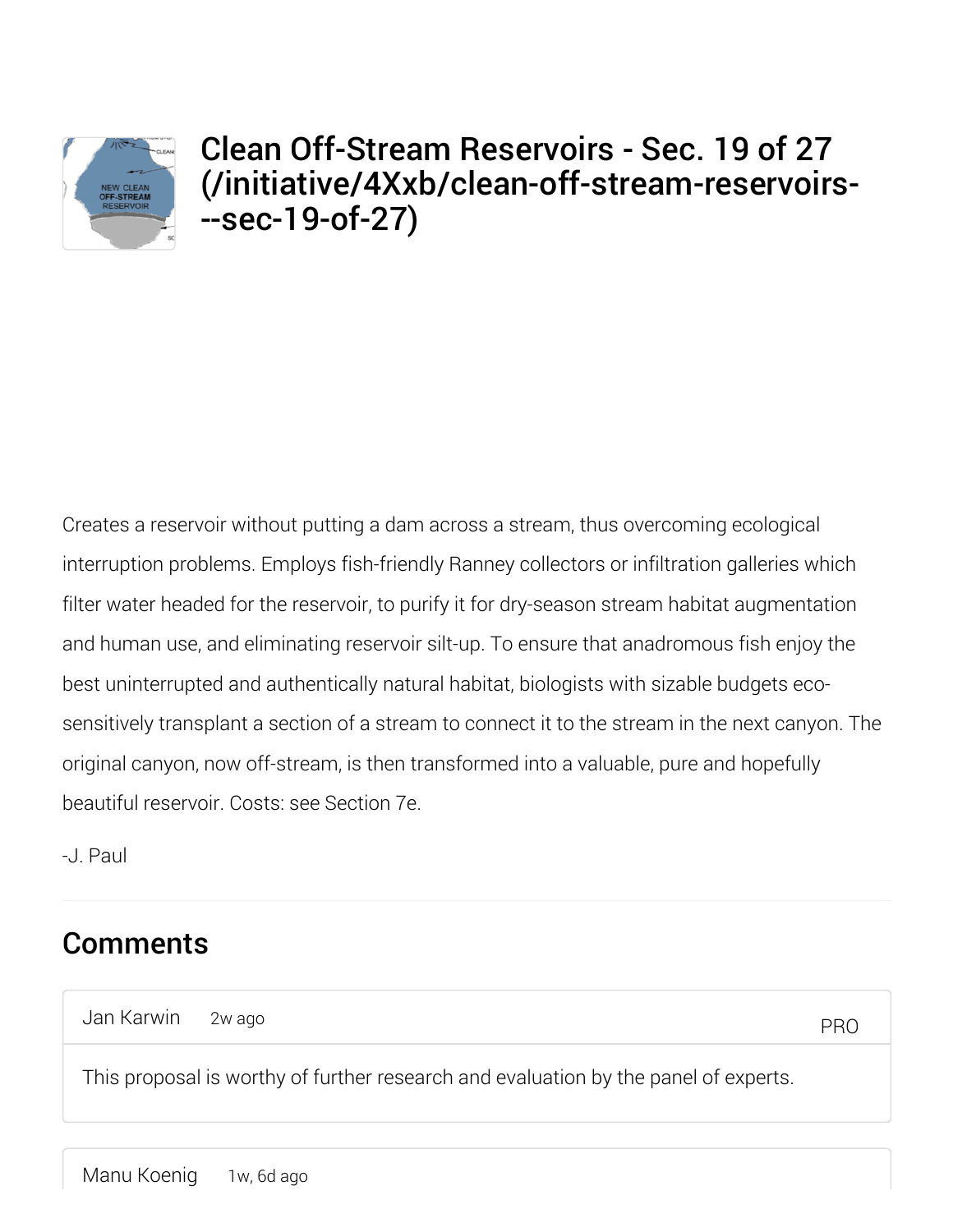# Clean Off-Stream Reservoirs - Sec. 19 of 27 (/initiative/4Xxb/clean-off-stream-reservoirs---sec-19-of-27)

Creates a reservoir without putting a dam across a stream, thus overcoming ecological interruption problems. Employs fish-friendly Ranney collectors or infiltration galleries which filter water headed for the reservoir, to purify it for dry-season stream habitat augmentation and human use, and eliminating reservoir silt-up. To ensure that anadromous fish enjoy the best uninterrupted and authentically natural habitat, biologists with sizable budgets eco-sensitively transplant a section of a stream to connect it to the stream in the next canyon. The original canyon, now off-stream, is then transformed into a valuable, pure and hopefully beautiful reservoir. Costs: see Section 7e.

-J. Paul

## Comments

Jan Karwin 2w ago

PRO

This proposal is worthy of further research and evaluation by the panel of experts.

Manu Koenig 1w, 6d ago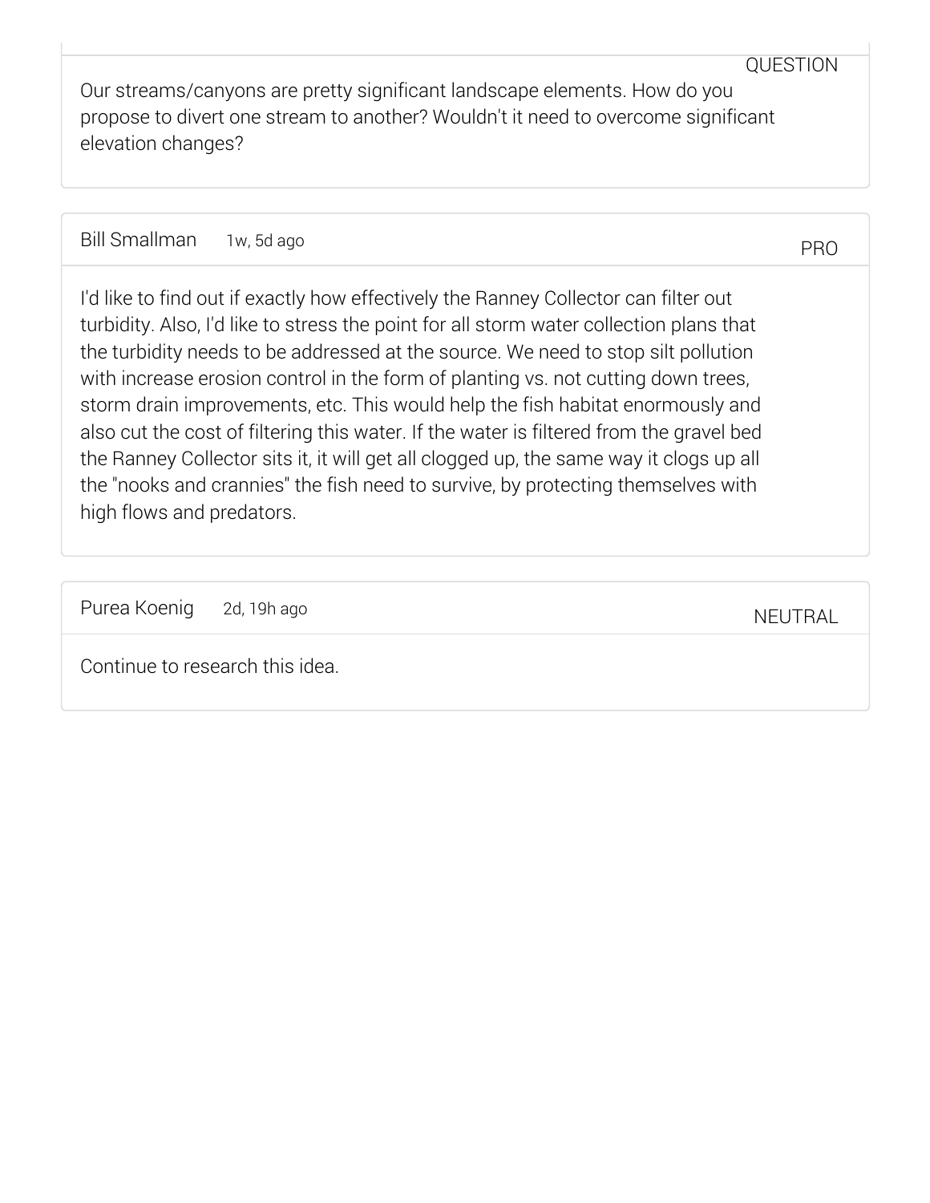QUESTION

Our streams/canyons are pretty significant landscape elements. How do you propose to divert one stream to another? Wouldn't it need to overcome significant elevation changes?

---

Bill Smallman    1w, 5d ago

PRO

I'd like to find out if exactly how effectively the Ranney Collector can filter out turbidity. Also, I'd like to stress the point for all storm water collection plans that the turbidity needs to be addressed at the source. We need to stop silt pollution with increase erosion control in the form of planting vs. not cutting down trees, storm drain improvements, etc. This would help the fish habitat enormously and also cut the cost of filtering this water. If the water is filtered from the gravel bed the Ranney Collector sits it, it will get all clogged up, the same way it clogs up all the "nooks and crannies" the fish need to survive, by protecting themselves with high flows and predators.

---

Purea Koenig    2d, 19h ago

NEUTRAL

Continue to research this idea.